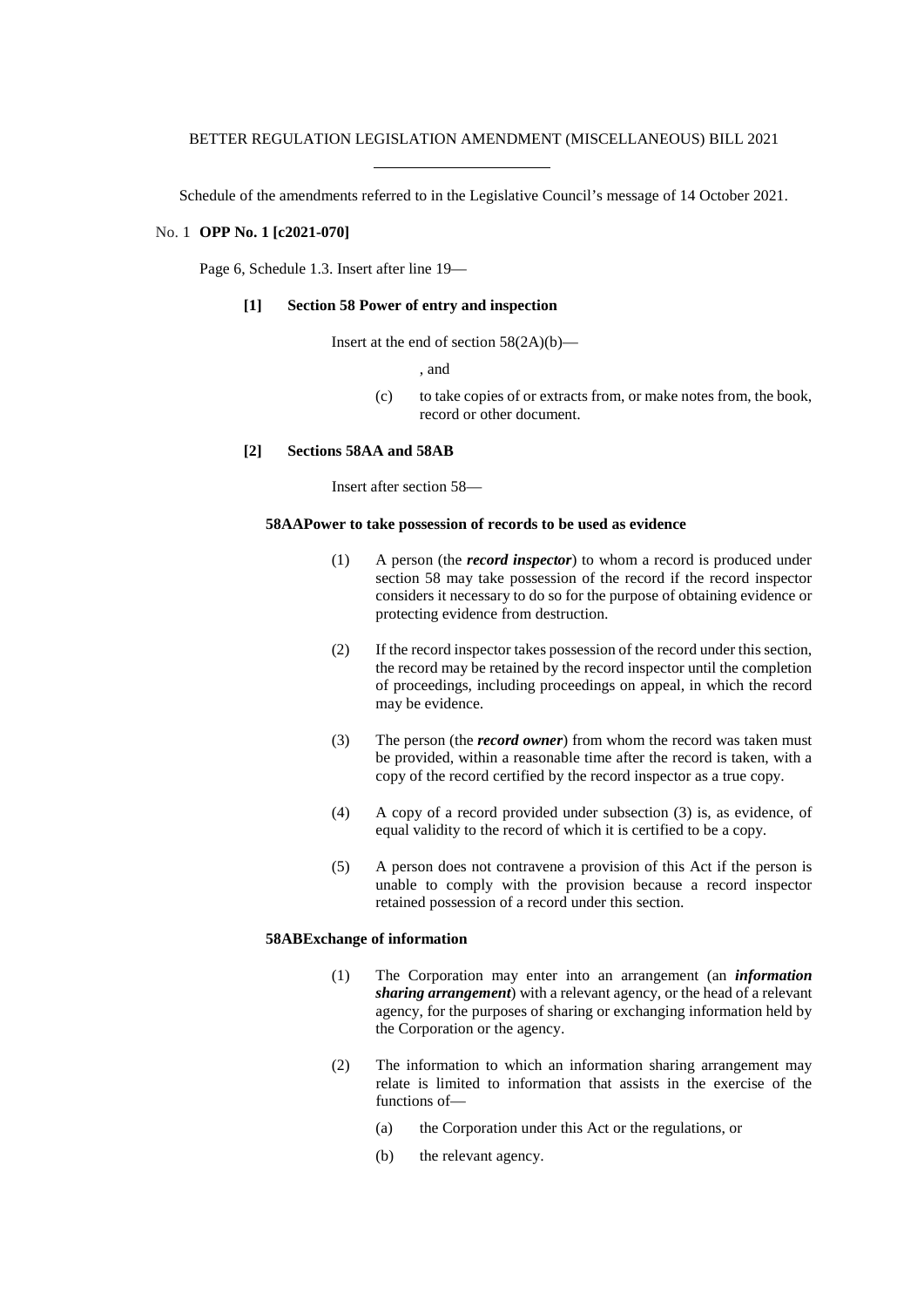BETTER REGULATION LEGISLATION AMENDMENT (MISCELLANEOUS) BILL 2021

Schedule of the amendments referred to in the Legislative Council's message of 14 October 2021.

No. 1 **OPP No. 1 [c2021-070]**

Page 6, Schedule 1.3. Insert after line 19—

**[1] Section 58 Power of entry and inspection**

Insert at the end of section 58(2A)(b)—

, and

(c) to take copies of or extracts from, or make notes from, the book, record or other document.

**[2] Sections 58AA and 58AB**

Insert after section 58—

**58AA Power to take possession of records to be used as evidence**

(1) A person (the ***record inspector***) to whom a record is produced under section 58 may take possession of the record if the record inspector considers it necessary to do so for the purpose of obtaining evidence or protecting evidence from destruction.

(2) If the record inspector takes possession of the record under this section, the record may be retained by the record inspector until the completion of proceedings, including proceedings on appeal, in which the record may be evidence.

(3) The person (the ***record owner***) from whom the record was taken must be provided, within a reasonable time after the record is taken, with a copy of the record certified by the record inspector as a true copy.

(4) A copy of a record provided under subsection (3) is, as evidence, of equal validity to the record of which it is certified to be a copy.

(5) A person does not contravene a provision of this Act if the person is unable to comply with the provision because a record inspector retained possession of a record under this section.

**58AB Exchange of information**

(1) The Corporation may enter into an arrangement (an ***information sharing arrangement***) with a relevant agency, or the head of a relevant agency, for the purposes of sharing or exchanging information held by the Corporation or the agency.

(2) The information to which an information sharing arrangement may relate is limited to information that assists in the exercise of the functions of—

(a) the Corporation under this Act or the regulations, or

(b) the relevant agency.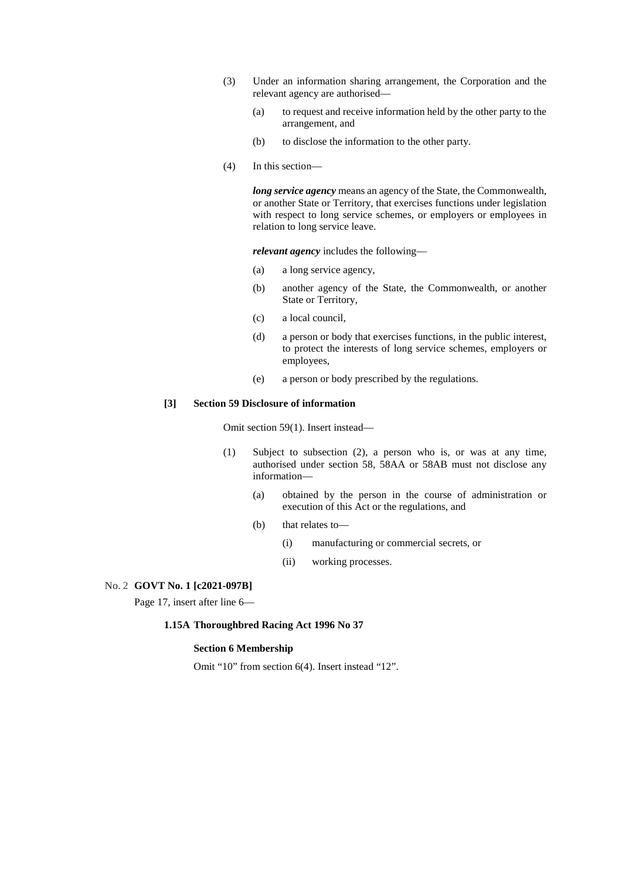(3) Under an information sharing arrangement, the Corporation and the relevant agency are authorised—

(a) to request and receive information held by the other party to the arrangement, and

(b) to disclose the information to the other party.

(4) In this section—

***long service agency*** means an agency of the State, the Commonwealth, or another State or Territory, that exercises functions under legislation with respect to long service schemes, or employers or employees in relation to long service leave.

***relevant agency*** includes the following—

(a) a long service agency,

(b) another agency of the State, the Commonwealth, or another State or Territory,

(c) a local council,

(d) a person or body that exercises functions, in the public interest, to protect the interests of long service schemes, employers or employees,

(e) a person or body prescribed by the regulations.

**[3] Section 59 Disclosure of information**

Omit section 59(1). Insert instead—

(1) Subject to subsection (2), a person who is, or was at any time, authorised under section 58, 58AA or 58AB must not disclose any information—

(a) obtained by the person in the course of administration or execution of this Act or the regulations, and

(b) that relates to—

(i) manufacturing or commercial secrets, or

(ii) working processes.

No. 2 **GOVT No. 1 [c2021-097B]**

Page 17, insert after line 6—

**1.15A Thoroughbred Racing Act 1996 No 37**

**Section 6 Membership**

Omit "10" from section 6(4). Insert instead "12".